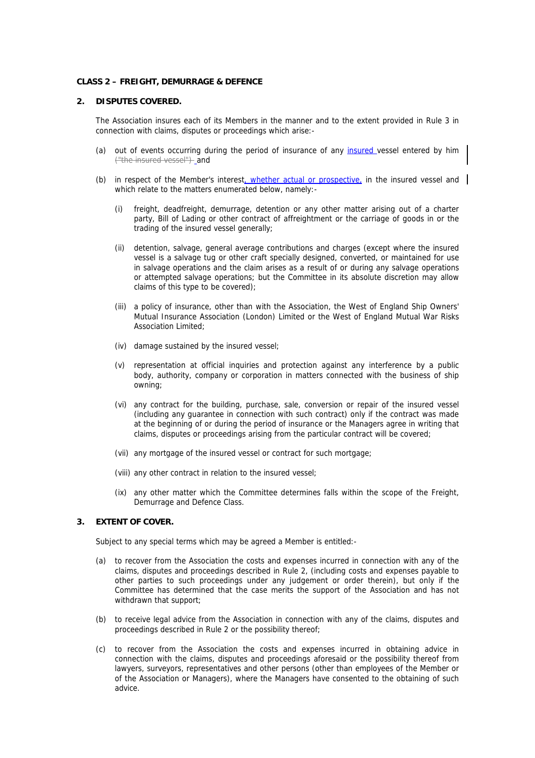**CLASS 2 – FREIGHT, DEMURRAGE & DEFENCE**

**2. DISPUTES COVERED.**

The Association insures each of its Members in the manner and to the extent provided in Rule 3 in connection with claims, disputes or proceedings which arise:-

(a) out of events occurring during the period of insurance of any insured vessel entered by him ~~("the insured vessel")~~ and

(b) in respect of the Member's interest, whether actual or prospective, in the insured vessel and which relate to the matters enumerated below, namely:-

(i) freight, deadfreight, demurrage, detention or any other matter arising out of a charter party, Bill of Lading or other contract of affreightment or the carriage of goods in or the trading of the insured vessel generally;

(ii) detention, salvage, general average contributions and charges (except where the insured vessel is a salvage tug or other craft specially designed, converted, or maintained for use in salvage operations and the claim arises as a result of or during any salvage operations or attempted salvage operations; but the Committee in its absolute discretion may allow claims of this type to be covered);

(iii) a policy of insurance, other than with the Association, the West of England Ship Owners' Mutual Insurance Association (London) Limited or the West of England Mutual War Risks Association Limited;

(iv) damage sustained by the insured vessel;

(v) representation at official inquiries and protection against any interference by a public body, authority, company or corporation in matters connected with the business of ship owning;

(vi) any contract for the building, purchase, sale, conversion or repair of the insured vessel (including any guarantee in connection with such contract) only if the contract was made at the beginning of or during the period of insurance or the Managers agree in writing that claims, disputes or proceedings arising from the particular contract will be covered;

(vii) any mortgage of the insured vessel or contract for such mortgage;

(viii) any other contract in relation to the insured vessel;

(ix) any other matter which the Committee determines falls within the scope of the Freight, Demurrage and Defence Class.

**3. EXTENT OF COVER.**

Subject to any special terms which may be agreed a Member is entitled:-

(a) to recover from the Association the costs and expenses incurred in connection with any of the claims, disputes and proceedings described in Rule 2, (including costs and expenses payable to other parties to such proceedings under any judgement or order therein), but only if the Committee has determined that the case merits the support of the Association and has not withdrawn that support;

(b) to receive legal advice from the Association in connection with any of the claims, disputes and proceedings described in Rule 2 or the possibility thereof;

(c) to recover from the Association the costs and expenses incurred in obtaining advice in connection with the claims, disputes and proceedings aforesaid or the possibility thereof from lawyers, surveyors, representatives and other persons (other than employees of the Member or of the Association or Managers), where the Managers have consented to the obtaining of such advice.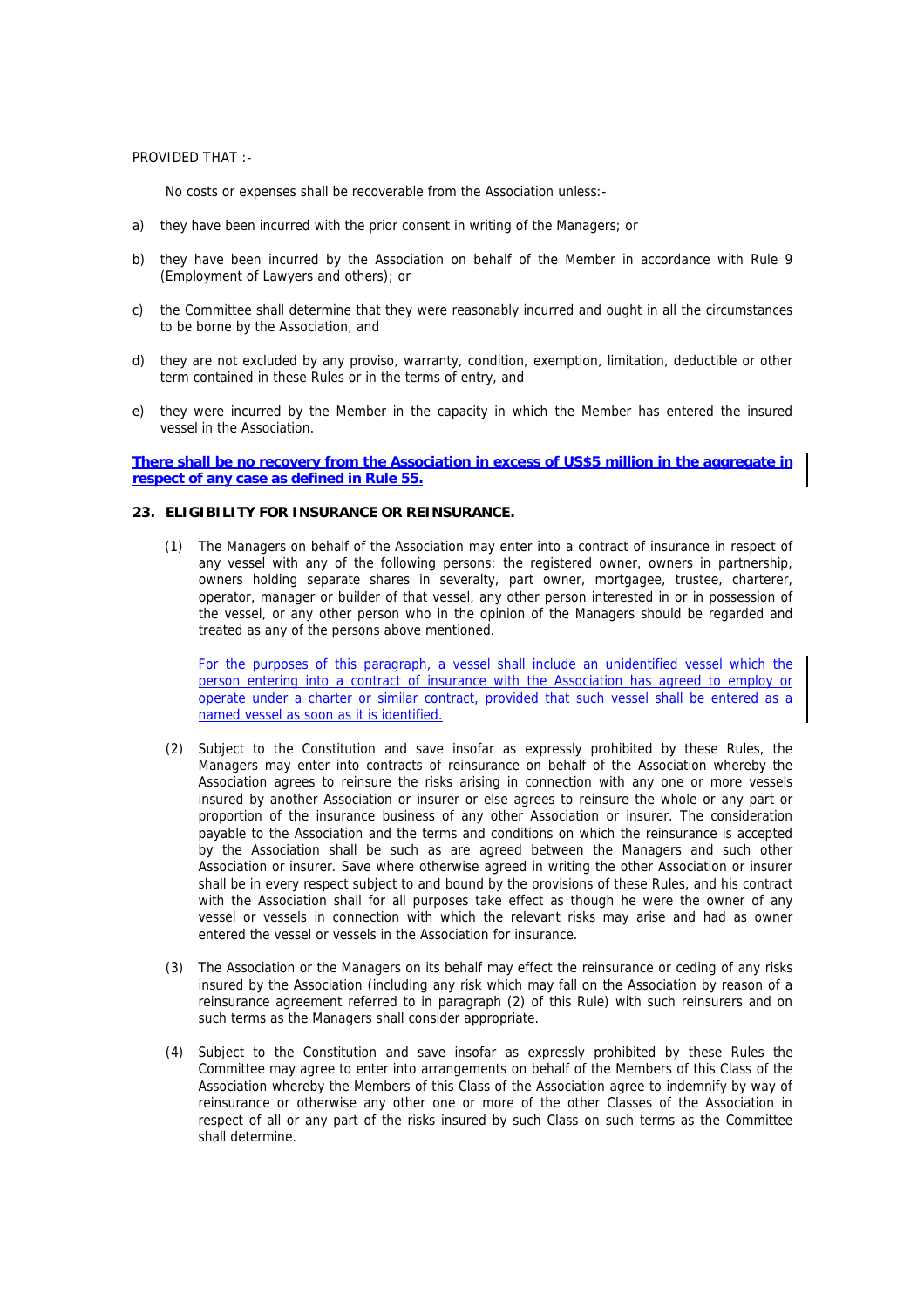PROVIDED THAT :-

No costs or expenses shall be recoverable from the Association unless:-

a) they have been incurred with the prior consent in writing of the Managers; or

b) they have been incurred by the Association on behalf of the Member in accordance with Rule 9 (Employment of Lawyers and others); or

c) the Committee shall determine that they were reasonably incurred and ought in all the circumstances to be borne by the Association, and

d) they are not excluded by any proviso, warranty, condition, exemption, limitation, deductible or other term contained in these Rules or in the terms of entry, and

e) they were incurred by the Member in the capacity in which the Member has entered the insured vessel in the Association.

**There shall be no recovery from the Association in excess of US$5 million in the aggregate in respect of any case as defined in Rule 55.**

## 23. ELIGIBILITY FOR INSURANCE OR REINSURANCE.

(1) The Managers on behalf of the Association may enter into a contract of insurance in respect of any vessel with any of the following persons: the registered owner, owners in partnership, owners holding separate shares in severalty, part owner, mortgagee, trustee, charterer, operator, manager or builder of that vessel, any other person interested in or in possession of the vessel, or any other person who in the opinion of the Managers should be regarded and treated as any of the persons above mentioned.

For the purposes of this paragraph, a vessel shall include an unidentified vessel which the person entering into a contract of insurance with the Association has agreed to employ or operate under a charter or similar contract, provided that such vessel shall be entered as a named vessel as soon as it is identified.

(2) Subject to the Constitution and save insofar as expressly prohibited by these Rules, the Managers may enter into contracts of reinsurance on behalf of the Association whereby the Association agrees to reinsure the risks arising in connection with any one or more vessels insured by another Association or insurer or else agrees to reinsure the whole or any part or proportion of the insurance business of any other Association or insurer. The consideration payable to the Association and the terms and conditions on which the reinsurance is accepted by the Association shall be such as are agreed between the Managers and such other Association or insurer. Save where otherwise agreed in writing the other Association or insurer shall be in every respect subject to and bound by the provisions of these Rules, and his contract with the Association shall for all purposes take effect as though he were the owner of any vessel or vessels in connection with which the relevant risks may arise and had as owner entered the vessel or vessels in the Association for insurance.

(3) The Association or the Managers on its behalf may effect the reinsurance or ceding of any risks insured by the Association (including any risk which may fall on the Association by reason of a reinsurance agreement referred to in paragraph (2) of this Rule) with such reinsurers and on such terms as the Managers shall consider appropriate.

(4) Subject to the Constitution and save insofar as expressly prohibited by these Rules the Committee may agree to enter into arrangements on behalf of the Members of this Class of the Association whereby the Members of this Class of the Association agree to indemnify by way of reinsurance or otherwise any other one or more of the other Classes of the Association in respect of all or any part of the risks insured by such Class on such terms as the Committee shall determine.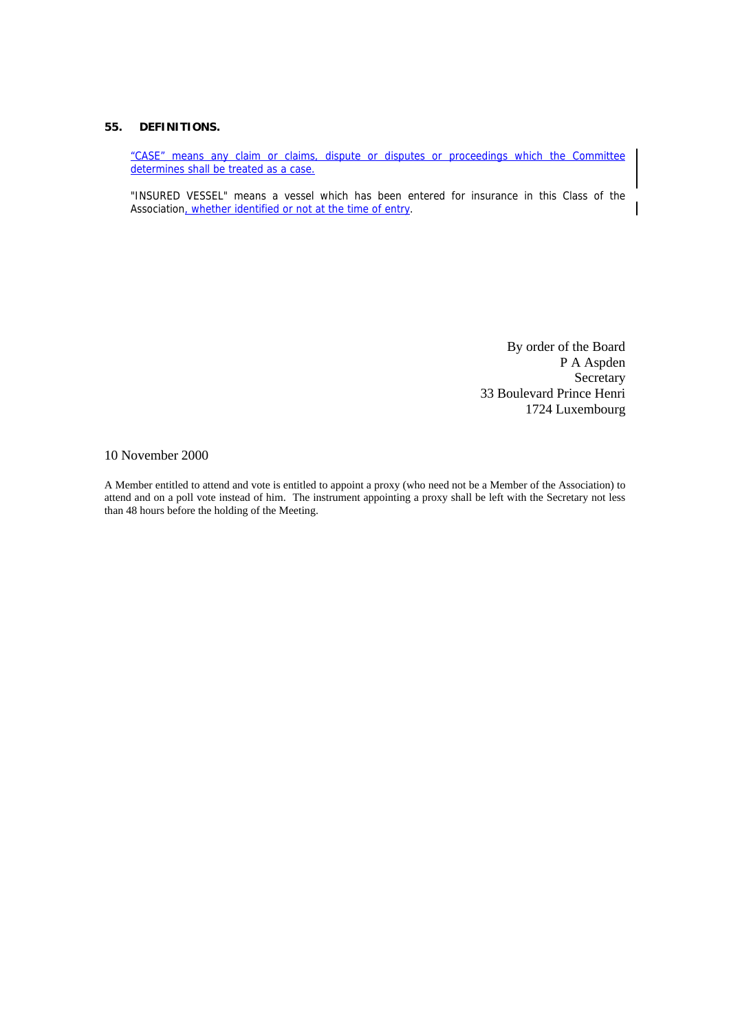**55. DEFINITIONS.**

"CASE" means any claim or claims, dispute or disputes or proceedings which the Committee determines shall be treated as a case.

"INSURED VESSEL" means a vessel which has been entered for insurance in this Class of the Association, whether identified or not at the time of entry.

By order of the Board
P A Aspden
Secretary
33 Boulevard Prince Henri
1724 Luxembourg

10 November 2000

A Member entitled to attend and vote is entitled to appoint a proxy (who need not be a Member of the Association) to attend and on a poll vote instead of him. The instrument appointing a proxy shall be left with the Secretary not less than 48 hours before the holding of the Meeting.